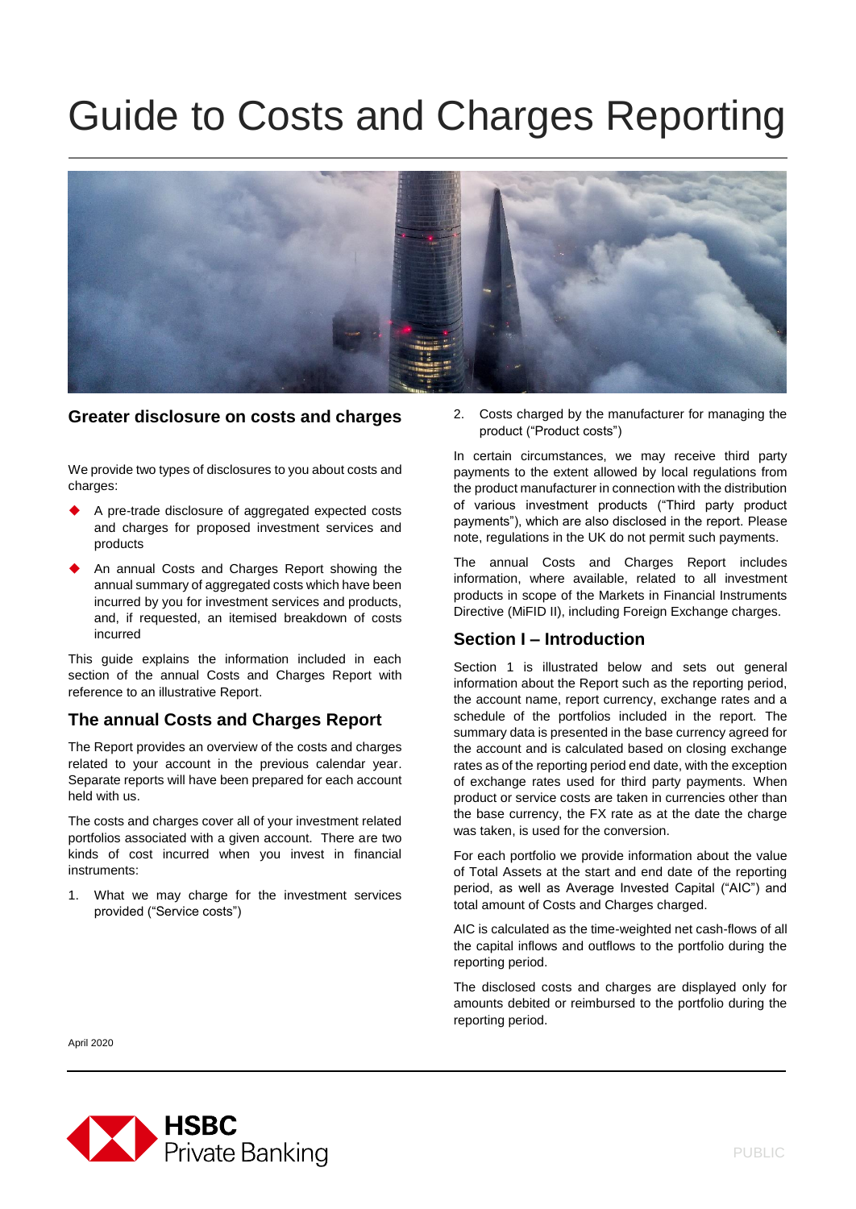# Guide to Costs and Charges Reporting

## Greater disclosure on costs and charges

We provide two types of disclosures to you about costs and charges:

- A pre-trade disclosure of aggregated expected costs and charges for proposed investment services and products
- An annual Costs and Charges Report showing the annual summary of aggregated costs which have been incurred by you for investment services and products, and, if requested, an itemised breakdown of costs incurred

This guide explains the information included in each section of the annual Costs and Charges Report with reference to an illustrative Report.

## The annual Costs and Charges Report

The Report provides an overview of the costs and charges related to your account in the previous calendar year. Separate reports will have been prepared for each account held with us.

The costs and charges cover all of your investment related portfolios associated with a given account. There are two kinds of cost incurred when you invest in financial instruments:

1. What we may charge for the investment services provided ("Service costs")
2. Costs charged by the manufacturer for managing the product ("Product costs")

In certain circumstances, we may receive third party payments to the extent allowed by local regulations from the product manufacturer in connection with the distribution of various investment products ("Third party product payments"), which are also disclosed in the report. Please note, regulations in the UK do not permit such payments.

The annual Costs and Charges Report includes information, where available, related to all investment products in scope of the Markets in Financial Instruments Directive (MiFID II), including Foreign Exchange charges.

## Section I – Introduction

Section 1 is illustrated below and sets out general information about the Report such as the reporting period, the account name, report currency, exchange rates and a schedule of the portfolios included in the report. The summary data is presented in the base currency agreed for the account and is calculated based on closing exchange rates as of the reporting period end date, with the exception of exchange rates used for third party payments. When product or service costs are taken in currencies other than the base currency, the FX rate as at the date the charge was taken, is used for the conversion.

For each portfolio we provide information about the value of Total Assets at the start and end date of the reporting period, as well as Average Invested Capital ("AIC") and total amount of Costs and Charges charged.

AIC is calculated as the time-weighted net cash-flows of all the capital inflows and outflows to the portfolio during the reporting period.

The disclosed costs and charges are displayed only for amounts debited or reimbursed to the portfolio during the reporting period.

April 2020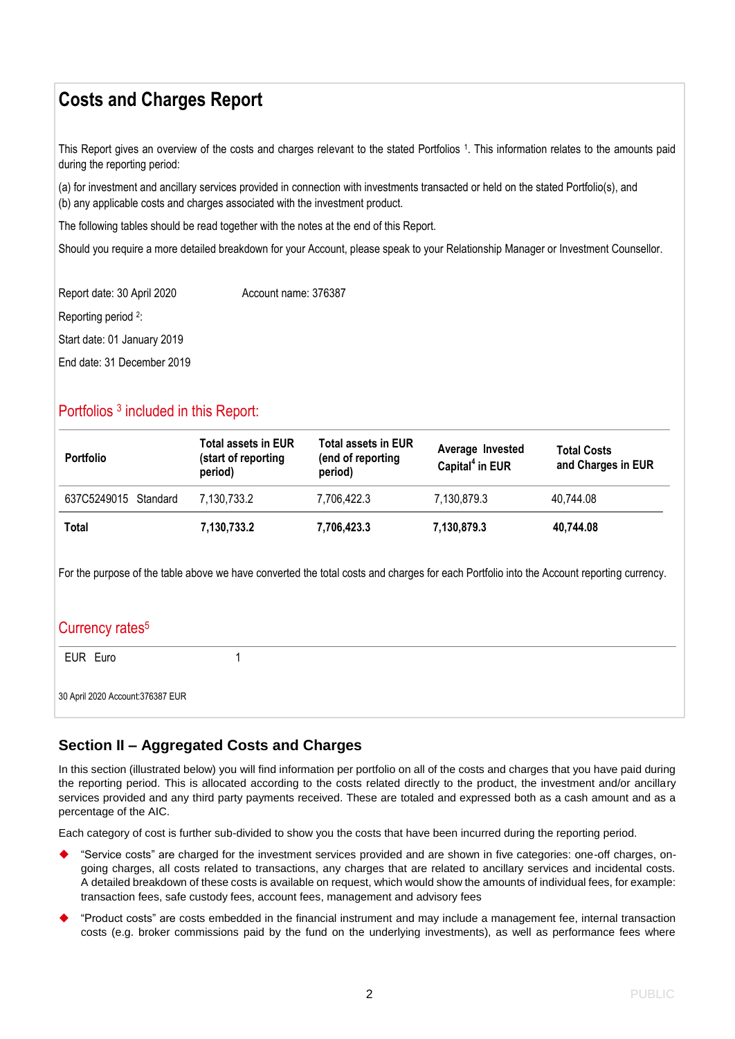# Costs and Charges Report

This Report gives an overview of the costs and charges relevant to the stated Portfolios [1]. This information relates to the amounts paid during the reporting period:

(a) for investment and ancillary services provided in connection with investments transacted or held on the stated Portfolio(s), and
(b) any applicable costs and charges associated with the investment product.

The following tables should be read together with the notes at the end of this Report.

Should you require a more detailed breakdown for your Account, please speak to your Relationship Manager or Investment Counsellor.

Report date: 30 April 2020 Account name: 376387

Reporting period [2]:

Start date: 01 January 2019

End date: 31 December 2019

## Portfolios [3] included in this Report:

| Portfolio | Total assets in EUR (start of reporting period) | Total assets in EUR (end of reporting period) | Average Invested Capital[4] in EUR | Total Costs and Charges in EUR |
|---|---|---|---|---|
| 637C5249015 Standard | 7,130,733.2 | 7,706,422.3 | 7,130,879.3 | 40,744.08 |
| **Total** | **7,130,733.2** | **7,706,423.3** | **7,130,879.3** | **40,744.08** |

For the purpose of the table above we have converted the total costs and charges for each Portfolio into the Account reporting currency.

## Currency rates[5]

| | |
|---|---|
| EUR Euro | 1 |

30 April 2020 Account:376387 EUR

## Section II – Aggregated Costs and Charges

In this section (illustrated below) you will find information per portfolio on all of the costs and charges that you have paid during the reporting period. This is allocated according to the costs related directly to the product, the investment and/or ancillary services provided and any third party payments received. These are totaled and expressed both as a cash amount and as a percentage of the AIC.

Each category of cost is further sub-divided to show you the costs that have been incurred during the reporting period.

- "Service costs" are charged for the investment services provided and are shown in five categories: one-off charges, on-going charges, all costs related to transactions, any charges that are related to ancillary services and incidental costs. A detailed breakdown of these costs is available on request, which would show the amounts of individual fees, for example: transaction fees, safe custody fees, account fees, management and advisory fees
- "Product costs" are costs embedded in the financial instrument and may include a management fee, internal transaction costs (e.g. broker commissions paid by the fund on the underlying investments), as well as performance fees where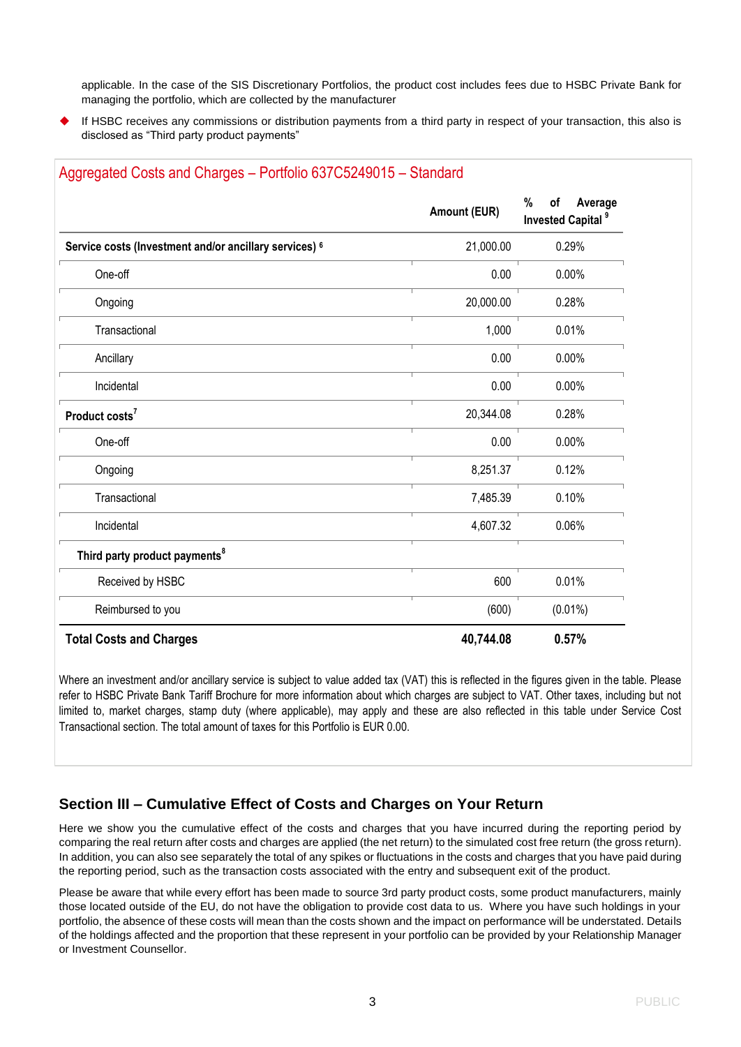applicable. In the case of the SIS Discretionary Portfolios, the product cost includes fees due to HSBC Private Bank for managing the portfolio, which are collected by the manufacturer

- If HSBC receives any commissions or distribution payments from a third party in respect of your transaction, this also is disclosed as "Third party product payments"

## Aggregated Costs and Charges – Portfolio 637C5249015 – Standard

| | Amount (EUR) | % of Average Invested Capital [9] |
|---|---|---|
| **Service costs (Investment and/or ancillary services)** [6] | 21,000.00 | 0.29% |
| One-off | 0.00 | 0.00% |
| Ongoing | 20,000.00 | 0.28% |
| Transactional | 1,000 | 0.01% |
| Ancillary | 0.00 | 0.00% |
| Incidental | 0.00 | 0.00% |
| **Product costs** [7] | 20,344.08 | 0.28% |
| One-off | 0.00 | 0.00% |
| Ongoing | 8,251.37 | 0.12% |
| Transactional | 7,485.39 | 0.10% |
| Incidental | 4,607.32 | 0.06% |
| **Third party product payments** [8] | | |
| Received by HSBC | 600 | 0.01% |
| Reimbursed to you | (600) | (0.01%) |
| **Total Costs and Charges** | **40,744.08** | **0.57%** |

Where an investment and/or ancillary service is subject to value added tax (VAT) this is reflected in the figures given in the table. Please refer to HSBC Private Bank Tariff Brochure for more information about which charges are subject to VAT. Other taxes, including but not limited to, market charges, stamp duty (where applicable), may apply and these are also reflected in this table under Service Cost Transactional section. The total amount of taxes for this Portfolio is EUR 0.00.

## Section III – Cumulative Effect of Costs and Charges on Your Return

Here we show you the cumulative effect of the costs and charges that you have incurred during the reporting period by comparing the real return after costs and charges are applied (the net return) to the simulated cost free return (the gross return). In addition, you can also see separately the total of any spikes or fluctuations in the costs and charges that you have paid during the reporting period, such as the transaction costs associated with the entry and subsequent exit of the product.

Please be aware that while every effort has been made to source 3rd party product costs, some product manufacturers, mainly those located outside of the EU, do not have the obligation to provide cost data to us. Where you have such holdings in your portfolio, the absence of these costs will mean than the costs shown and the impact on performance will be understated. Details of the holdings affected and the proportion that these represent in your portfolio can be provided by your Relationship Manager or Investment Counsellor.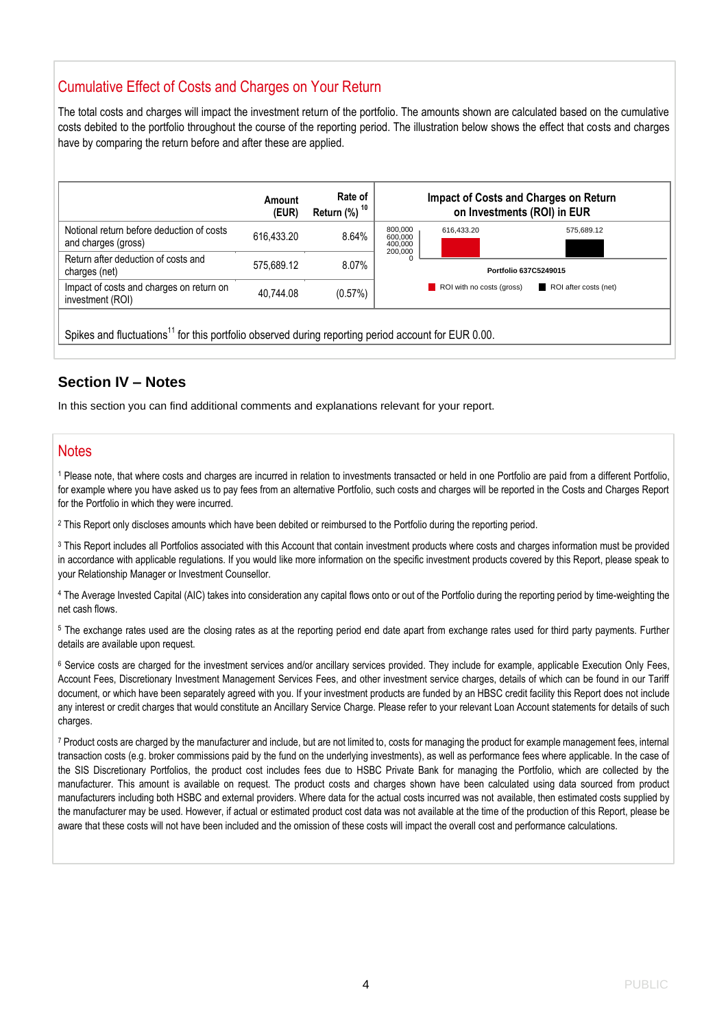## Cumulative Effect of Costs and Charges on Your Return

The total costs and charges will impact the investment return of the portfolio. The amounts shown are calculated based on the cumulative costs debited to the portfolio throughout the course of the reporting period. The illustration below shows the effect that costs and charges have by comparing the return before and after these are applied.

| | Amount (EUR) | Rate of Return (%) [10] |
|---|---|---|
| Notional return before deduction of costs and charges (gross) | 616,433.20 | 8.64% |
| Return after deduction of costs and charges (net) | 575,689.12 | 8.07% |
| Impact of costs and charges on return on investment (ROI) | 40,744.08 | (0.57%) |

**Impact of Costs and Charges on Return on Investments (ROI) in EUR**

Portfolio 637C5249015

- ROI with no costs (gross): 616,433.20
- ROI after costs (net): 575,689.12

Spikes and fluctuations[11] for this portfolio observed during reporting period account for EUR 0.00.

## Section IV – Notes

In this section you can find additional comments and explanations relevant for your report.

## Notes

[1] Please note, that where costs and charges are incurred in relation to investments transacted or held in one Portfolio are paid from a different Portfolio, for example where you have asked us to pay fees from an alternative Portfolio, such costs and charges will be reported in the Costs and Charges Report for the Portfolio in which they were incurred.

[2] This Report only discloses amounts which have been debited or reimbursed to the Portfolio during the reporting period.

[3] This Report includes all Portfolios associated with this Account that contain investment products where costs and charges information must be provided in accordance with applicable regulations. If you would like more information on the specific investment products covered by this Report, please speak to your Relationship Manager or Investment Counsellor.

[4] The Average Invested Capital (AIC) takes into consideration any capital flows onto or out of the Portfolio during the reporting period by time-weighting the net cash flows.

[5] The exchange rates used are the closing rates as at the reporting period end date apart from exchange rates used for third party payments. Further details are available upon request.

[6] Service costs are charged for the investment services and/or ancillary services provided. They include for example, applicable Execution Only Fees, Account Fees, Discretionary Investment Management Services Fees, and other investment service charges, details of which can be found in our Tariff document, or which have been separately agreed with you. If your investment products are funded by an HBSC credit facility this Report does not include any interest or credit charges that would constitute an Ancillary Service Charge. Please refer to your relevant Loan Account statements for details of such charges.

[7] Product costs are charged by the manufacturer and include, but are not limited to, costs for managing the product for example management fees, internal transaction costs (e.g. broker commissions paid by the fund on the underlying investments), as well as performance fees where applicable. In the case of the SIS Discretionary Portfolios, the product cost includes fees due to HSBC Private Bank for managing the Portfolio, which are collected by the manufacturer. This amount is available on request. The product costs and charges shown have been calculated using data sourced from product manufacturers including both HSBC and external providers. Where data for the actual costs incurred was not available, then estimated costs supplied by the manufacturer may be used. However, if actual or estimated product cost data was not available at the time of the production of this Report, please be aware that these costs will not have been included and the omission of these costs will impact the overall cost and performance calculations.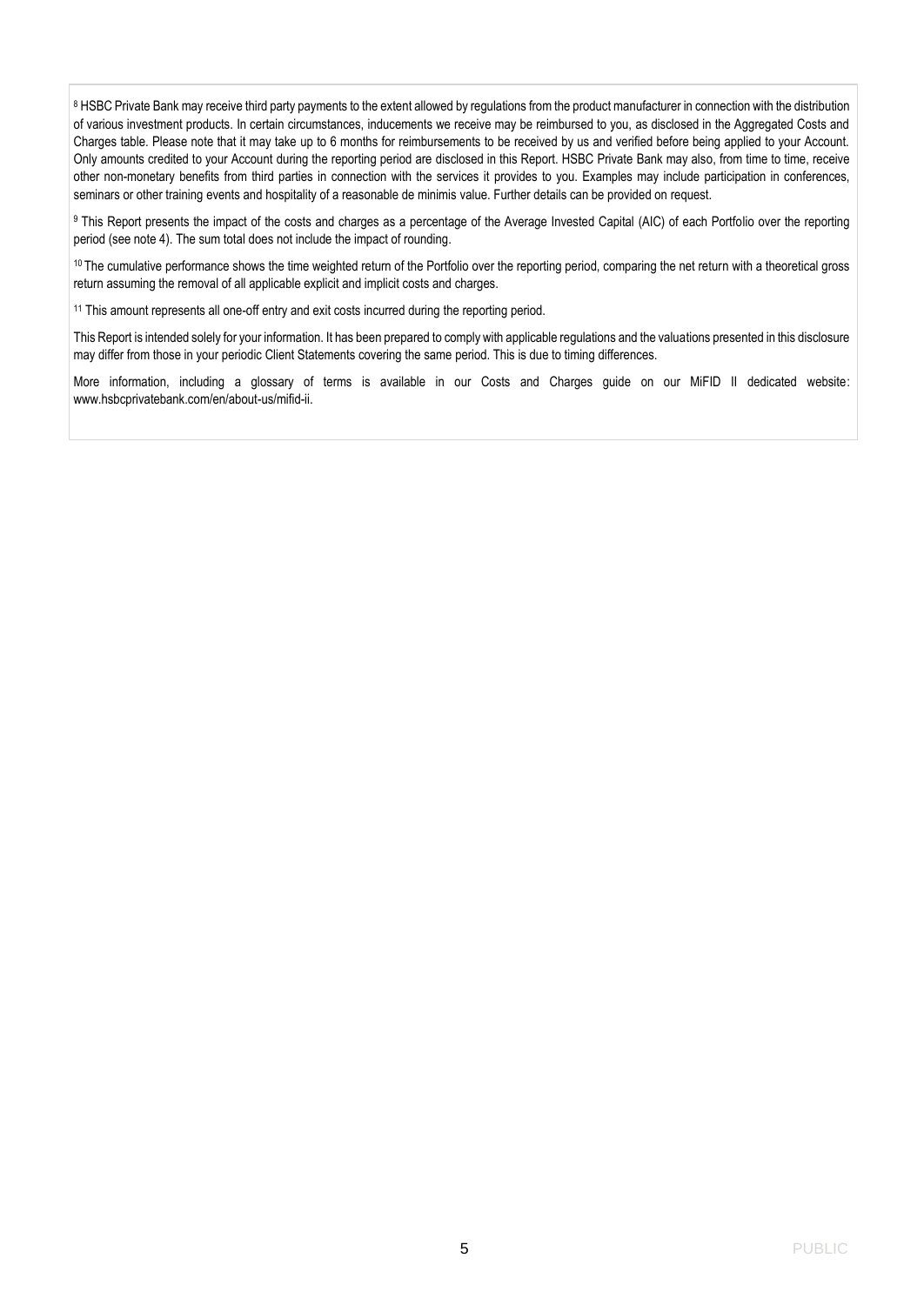[8] HSBC Private Bank may receive third party payments to the extent allowed by regulations from the product manufacturer in connection with the distribution of various investment products. In certain circumstances, inducements we receive may be reimbursed to you, as disclosed in the Aggregated Costs and Charges table. Please note that it may take up to 6 months for reimbursements to be received by us and verified before being applied to your Account. Only amounts credited to your Account during the reporting period are disclosed in this Report. HSBC Private Bank may also, from time to time, receive other non-monetary benefits from third parties in connection with the services it provides to you. Examples may include participation in conferences, seminars or other training events and hospitality of a reasonable de minimis value. Further details can be provided on request.

[9] This Report presents the impact of the costs and charges as a percentage of the Average Invested Capital (AIC) of each Portfolio over the reporting period (see note 4). The sum total does not include the impact of rounding.

[10] The cumulative performance shows the time weighted return of the Portfolio over the reporting period, comparing the net return with a theoretical gross return assuming the removal of all applicable explicit and implicit costs and charges.

[11] This amount represents all one-off entry and exit costs incurred during the reporting period.

This Report is intended solely for your information. It has been prepared to comply with applicable regulations and the valuations presented in this disclosure may differ from those in your periodic Client Statements covering the same period. This is due to timing differences.

More information, including a glossary of terms is available in our Costs and Charges guide on our MiFID II dedicated website: www.hsbcprivatebank.com/en/about-us/mifid-ii.